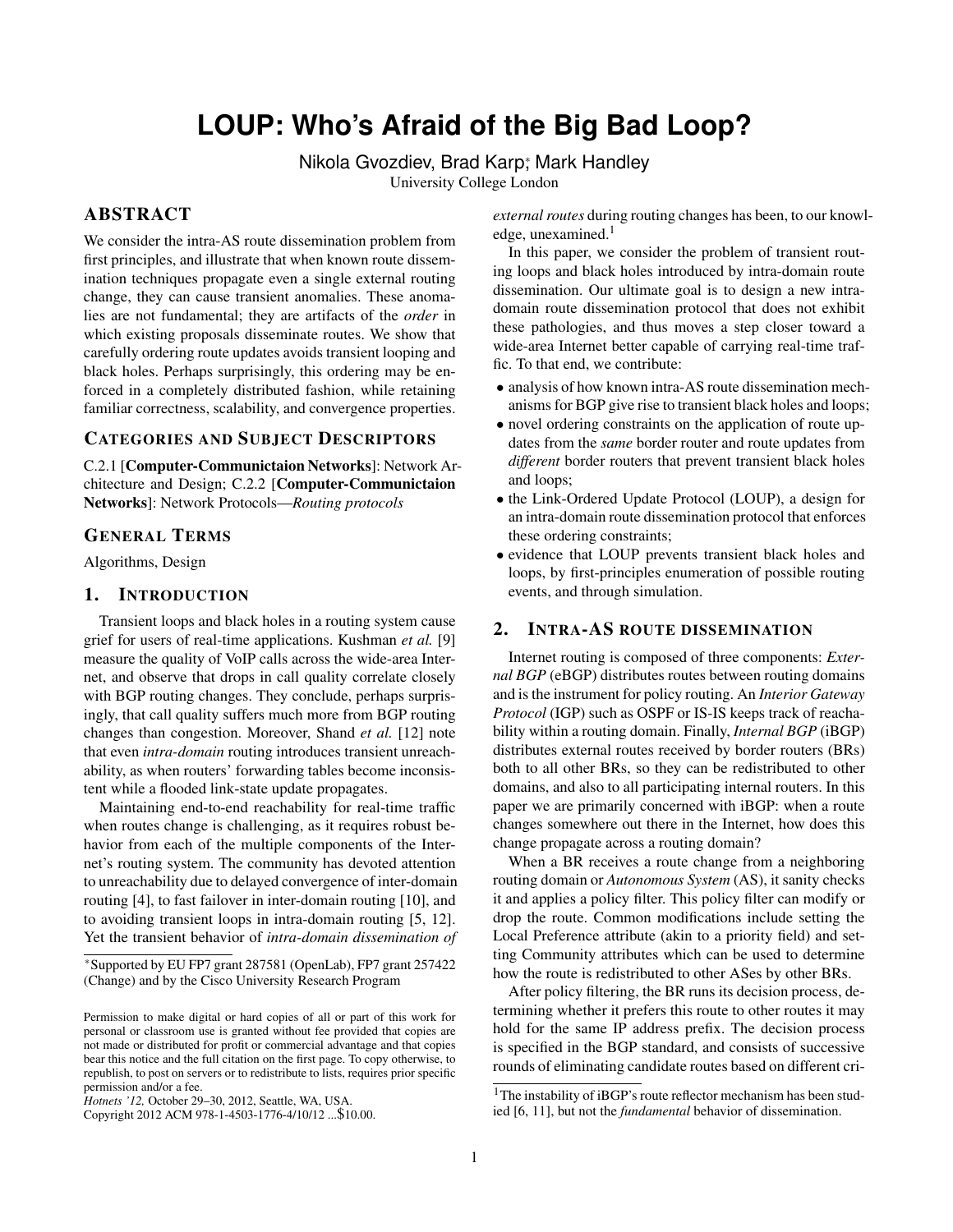# LOUP: Who's Afraid of the Big Bad Loop?

Nikola Gvozdiev, Brad Karp*, Mark Handley
University College London

## ABSTRACT

We consider the intra-AS route dissemination problem from first principles, and illustrate that when known route dissemination techniques propagate even a single external routing change, they can cause transient anomalies. These anomalies are not fundamental; they are artifacts of the *order* in which existing proposals disseminate routes. We show that carefully ordering route updates avoids transient looping and black holes. Perhaps surprisingly, this ordering may be enforced in a completely distributed fashion, while retaining familiar correctness, scalability, and convergence properties.

## CATEGORIES AND SUBJECT DESCRIPTORS

C.2.1 [**Computer-Communictaion Networks**]: Network Architecture and Design; C.2.2 [**Computer-Communictaion Networks**]: Network Protocols—*Routing protocols*

## GENERAL TERMS

Algorithms, Design

## 1. INTRODUCTION

Transient loops and black holes in a routing system cause grief for users of real-time applications. Kushman *et al.* [9] measure the quality of VoIP calls across the wide-area Internet, and observe that drops in call quality correlate closely with BGP routing changes. They conclude, perhaps surprisingly, that call quality suffers much more from BGP routing changes than congestion. Moreover, Shand *et al.* [12] note that even *intra-domain* routing introduces transient unreachability, as when routers' forwarding tables become inconsistent while a flooded link-state update propagates.

Maintaining end-to-end reachability for real-time traffic when routes change is challenging, as it requires robust behavior from each of the multiple components of the Internet's routing system. The community has devoted attention to unreachability due to delayed convergence of inter-domain routing [4], to fast failover in inter-domain routing [10], and to avoiding transient loops in intra-domain routing [5, 12]. Yet the transient behavior of *intra-domain dissemination of external routes* during routing changes has been, to our knowledge, unexamined.[1]

In this paper, we consider the problem of transient routing loops and black holes introduced by intra-domain route dissemination. Our ultimate goal is to design a new intra-domain route dissemination protocol that does not exhibit these pathologies, and thus moves a step closer toward a wide-area Internet better capable of carrying real-time traffic. To that end, we contribute:

- analysis of how known intra-AS route dissemination mechanisms for BGP give rise to transient black holes and loops;
- novel ordering constraints on the application of route updates from the *same* border router and route updates from *different* border routers that prevent transient black holes and loops;
- the Link-Ordered Update Protocol (LOUP), a design for an intra-domain route dissemination protocol that enforces these ordering constraints;
- evidence that LOUP prevents transient black holes and loops, by first-principles enumeration of possible routing events, and through simulation.

## 2. INTRA-AS ROUTE DISSEMINATION

Internet routing is composed of three components: *External BGP* (eBGP) distributes routes between routing domains and is the instrument for policy routing. An *Interior Gateway Protocol* (IGP) such as OSPF or IS-IS keeps track of reachability within a routing domain. Finally, *Internal BGP* (iBGP) distributes external routes received by border routers (BRs) both to all other BRs, so they can be redistributed to other domains, and also to all participating internal routers. In this paper we are primarily concerned with iBGP: when a route changes somewhere out there in the Internet, how does this change propagate across a routing domain?

When a BR receives a route change from a neighboring routing domain or *Autonomous System* (AS), it sanity checks it and applies a policy filter. This policy filter can modify or drop the route. Common modifications include setting the Local Preference attribute (akin to a priority field) and setting Community attributes which can be used to determine how the route is redistributed to other ASes by other BRs.

After policy filtering, the BR runs its decision process, determining whether it prefers this route to other routes it may hold for the same IP address prefix. The decision process is specified in the BGP standard, and consists of successive rounds of eliminating candidate routes based on different cri-

*Supported by EU FP7 grant 287581 (OpenLab), FP7 grant 257422 (Change) and by the Cisco University Research Program

[1] The instability of iBGP's route reflector mechanism has been studied [6, 11], but not the *fundamental* behavior of dissemination.

Permission to make digital or hard copies of all or part of this work for personal or classroom use is granted without fee provided that copies are not made or distributed for profit or commercial advantage and that copies bear this notice and the full citation on the first page. To copy otherwise, to republish, to post on servers or to redistribute to lists, requires prior specific permission and/or a fee.
*Hotnets '12,* October 29–30, 2012, Seattle, WA, USA.
Copyright 2012 ACM 978-1-4503-1776-4/10/12 ...$10.00.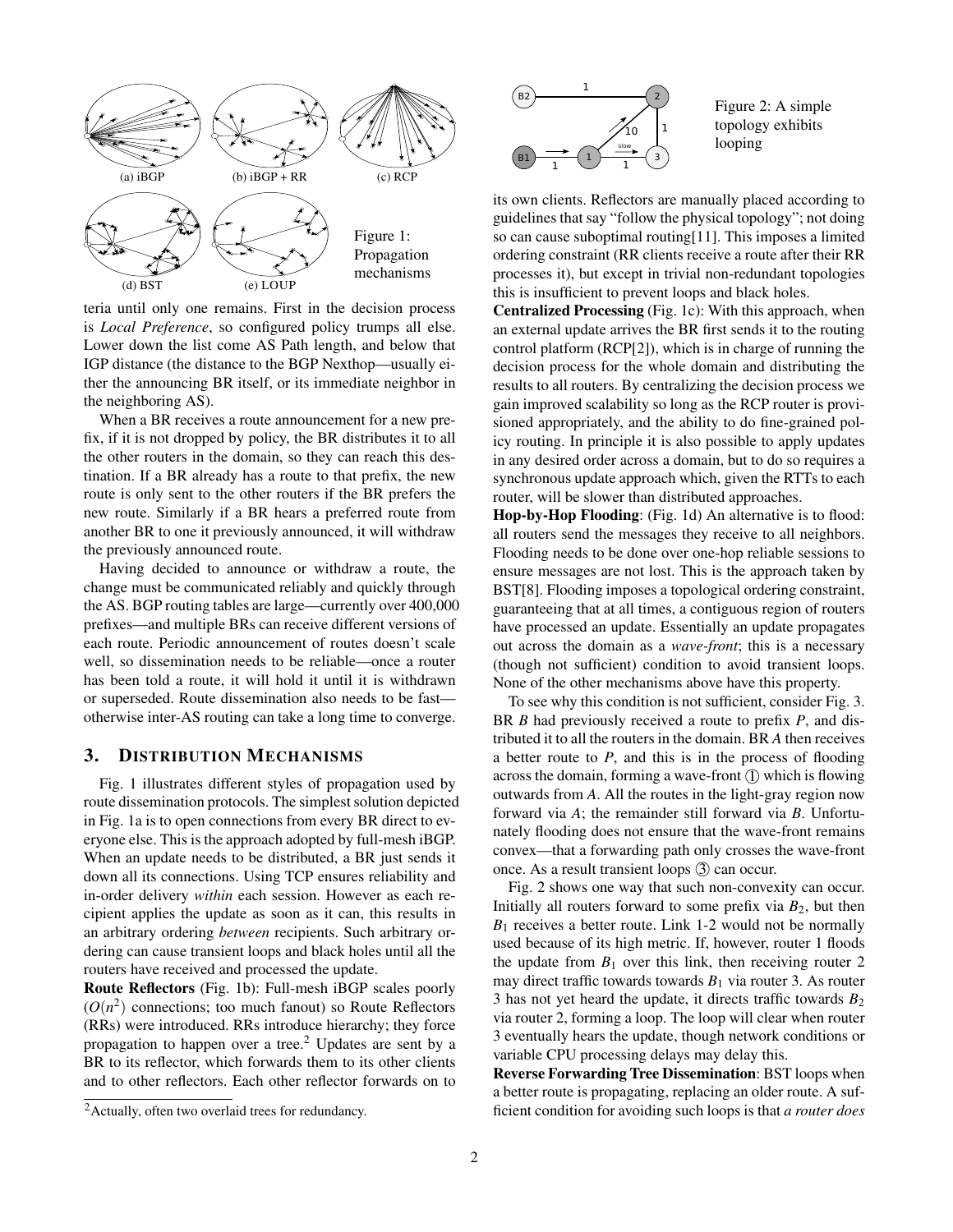(a) iBGP (b) iBGP + RR (c) RCP

(d) BST (e) LOUP

Figure 1: Propagation mechanisms

B2 1 2 10 1 slow B1 1 1 1 3

Figure 2: A simple topology exhibits looping

teria until only one remains. First in the decision process is *Local Preference*, so configured policy trumps all else. Lower down the list come AS Path length, and below that IGP distance (the distance to the BGP Nexthop—usually either the announcing BR itself, or its immediate neighbor in the neighboring AS).

When a BR receives a route announcement for a new prefix, if it is not dropped by policy, the BR distributes it to all the other routers in the domain, so they can reach this destination. If a BR already has a route to that prefix, the new route is only sent to the other routers if the BR prefers the new route. Similarly if a BR hears a preferred route from another BR to one it previously announced, it will withdraw the previously announced route.

Having decided to announce or withdraw a route, the change must be communicated reliably and quickly through the AS. BGP routing tables are large—currently over 400,000 prefixes—and multiple BRs can receive different versions of each route. Periodic announcement of routes doesn't scale well, so dissemination needs to be reliable—once a router has been told a route, it will hold it until it is withdrawn or superseded. Route dissemination also needs to be fast—otherwise inter-AS routing can take a long time to converge.

## 3. DISTRIBUTION MECHANISMS

Fig. 1 illustrates different styles of propagation used by route dissemination protocols. The simplest solution depicted in Fig. 1a is to open connections from every BR direct to everyone else. This is the approach adopted by full-mesh iBGP. When an update needs to be distributed, a BR just sends it down all its connections. Using TCP ensures reliability and in-order delivery *within* each session. However as each recipient applies the update as soon as it can, this results in an arbitrary ordering *between* recipients. Such arbitrary ordering can cause transient loops and black holes until all the routers have received and processed the update.

**Route Reflectors** (Fig. 1b): Full-mesh iBGP scales poorly ($O(n^2)$ connections; too much fanout) so Route Reflectors (RRs) were introduced. RRs introduce hierarchy; they force propagation to happen over a tree.[2] Updates are sent by a BR to its reflector, which forwards them to its other clients and to other reflectors. Each other reflector forwards on to its own clients. Reflectors are manually placed according to guidelines that say "follow the physical topology"; not doing so can cause suboptimal routing[11]. This imposes a limited ordering constraint (RR clients receive a route after their RR processes it), but except in trivial non-redundant topologies this is insufficient to prevent loops and black holes.

**Centralized Processing** (Fig. 1c): With this approach, when an external update arrives the BR first sends it to the routing control platform (RCP[2]), which is in charge of running the decision process for the whole domain and distributing the results to all routers. By centralizing the decision process we gain improved scalability so long as the RCP router is provisioned appropriately, and the ability to do fine-grained policy routing. In principle it is also possible to apply updates in any desired order across a domain, but to do so requires a synchronous update approach which, given the RTTs to each router, will be slower than distributed approaches.

**Hop-by-Hop Flooding**: (Fig. 1d) An alternative is to flood: all routers send the messages they receive to all neighbors. Flooding needs to be done over one-hop reliable sessions to ensure messages are not lost. This is the approach taken by BST[8]. Flooding imposes a topological ordering constraint, guaranteeing that at all times, a contiguous region of routers have processed an update. Essentially an update propagates out across the domain as a *wave-front*; this is a necessary (though not sufficient) condition to avoid transient loops. None of the other mechanisms above have this property.

To see why this condition is not sufficient, consider Fig. 3. BR *B* had previously received a route to prefix *P*, and distributed it to all the routers in the domain. BR *A* then receives a better route to *P*, and this is in the process of flooding across the domain, forming a wave-front ① which is flowing outwards from *A*. All the routes in the light-gray region now forward via *A*; the remainder still forward via *B*. Unfortunately flooding does not ensure that the wave-front remains convex—that a forwarding path only crosses the wave-front once. As a result transient loops ③ can occur.

Fig. 2 shows one way that such non-convexity can occur. Initially all routers forward to some prefix via $B_2$, but then $B_1$ receives a better route. Link 1-2 would not be normally used because of its high metric. If, however, router 1 floods the update from $B_1$ over this link, then receiving router 2 may direct traffic towards towards $B_1$ via router 3. As router 3 has not yet heard the update, it directs traffic towards $B_2$ via router 2, forming a loop. The loop will clear when router 3 eventually hears the update, though network conditions or variable CPU processing delays may delay this.

**Reverse Forwarding Tree Dissemination**: BST loops when a better route is propagating, replacing an older route. A sufficient condition for avoiding such loops is that ***a router does***

[2] Actually, often two overlaid trees for redundancy.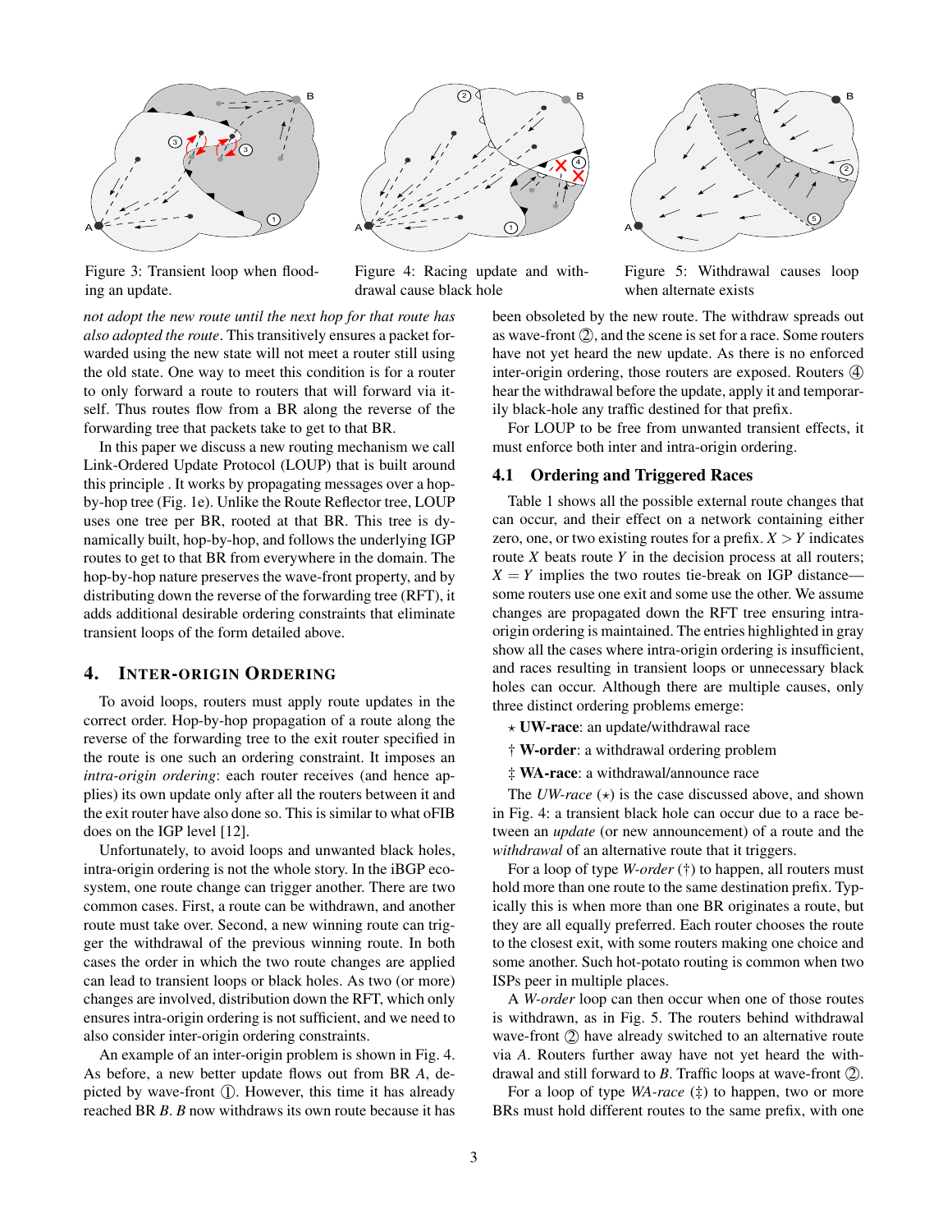Figure 3: Transient loop when flooding an update.

Figure 4: Racing update and withdrawal cause black hole

Figure 5: Withdrawal causes loop when alternate exists

*not adopt the new route until the next hop for that route has also adopted the route*. This transitively ensures a packet forwarded using the new state will not meet a router still using the old state. One way to meet this condition is for a router to only forward a route to routers that will forward via itself. Thus routes flow from a BR along the reverse of the forwarding tree that packets take to get to that BR.

In this paper we discuss a new routing mechanism we call Link-Ordered Update Protocol (LOUP) that is built around this principle . It works by propagating messages over a hop-by-hop tree (Fig. 1e). Unlike the Route Reflector tree, LOUP uses one tree per BR, rooted at that BR. This tree is dynamically built, hop-by-hop, and follows the underlying IGP routes to get to that BR from everywhere in the domain. The hop-by-hop nature preserves the wave-front property, and by distributing down the reverse of the forwarding tree (RFT), it adds additional desirable ordering constraints that eliminate transient loops of the form detailed above.

## 4. INTER-ORIGIN ORDERING

To avoid loops, routers must apply route updates in the correct order. Hop-by-hop propagation of a route along the reverse of the forwarding tree to the exit router specified in the route is one such an ordering constraint. It imposes an *intra-origin ordering*: each router receives (and hence applies) its own update only after all the routers between it and the exit router have also done so. This is similar to what oFIB does on the IGP level [12].

Unfortunately, to avoid loops and unwanted black holes, intra-origin ordering is not the whole story. In the iBGP ecosystem, one route change can trigger another. There are two common cases. First, a route can be withdrawn, and another route must take over. Second, a new winning route can trigger the withdrawal of the previous winning route. In both cases the order in which the two route changes are applied can lead to transient loops or black holes. As two (or more) changes are involved, distribution down the RFT, which only ensures intra-origin ordering is not sufficient, and we need to also consider inter-origin ordering constraints.

An example of an inter-origin problem is shown in Fig. 4. As before, a new better update flows out from BR $A$, depicted by wave-front ①. However, this time it has already reached BR $B$. $B$ now withdraws its own route because it has been obsoleted by the new route. The withdraw spreads out as wave-front ②, and the scene is set for a race. Some routers have not yet heard the new update. As there is no enforced inter-origin ordering, those routers are exposed. Routers ④ hear the withdrawal before the update, apply it and temporarily black-hole any traffic destined for that prefix.

For LOUP to be free from unwanted transient effects, it must enforce both inter and intra-origin ordering.

### 4.1 Ordering and Triggered Races

Table 1 shows all the possible external route changes that can occur, and their effect on a network containing either zero, one, or two existing routes for a prefix. $X > Y$ indicates route $X$ beats route $Y$ in the decision process at all routers; $X = Y$ implies the two routes tie-break on IGP distance—some routers use one exit and some use the other. We assume changes are propagated down the RFT tree ensuring intra-origin ordering is maintained. The entries highlighted in gray show all the cases where intra-origin ordering is insufficient, and races resulting in transient loops or unnecessary black holes can occur. Although there are multiple causes, only three distinct ordering problems emerge:

⋆ **UW-race**: an update/withdrawal race

† **W-order**: a withdrawal ordering problem

‡ **WA-race**: a withdrawal/announce race

The *UW-race* (⋆) is the case discussed above, and shown in Fig. 4: a transient black hole can occur due to a race between an *update* (or new announcement) of a route and the *withdrawal* of an alternative route that it triggers.

For a loop of type *W-order* (†) to happen, all routers must hold more than one route to the same destination prefix. Typically this is when more than one BR originates a route, but they are all equally preferred. Each router chooses the route to the closest exit, with some routers making one choice and some another. Such hot-potato routing is common when two ISPs peer in multiple places.

A *W-order* loop can then occur when one of those routes is withdrawn, as in Fig. 5. The routers behind withdrawal wave-front ② have already switched to an alternative route via $A$. Routers further away have not yet heard the withdrawal and still forward to $B$. Traffic loops at wave-front ②.

For a loop of type *WA-race* (‡) to happen, two or more BRs must hold different routes to the same prefix, with one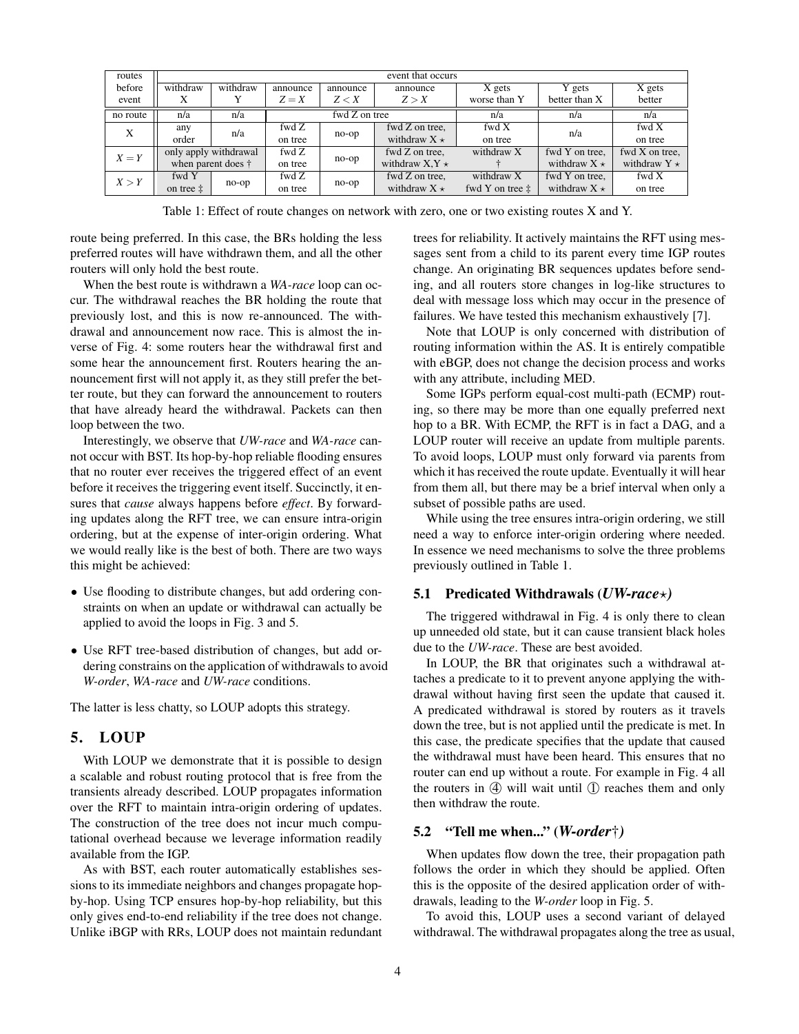| routes before event | event that occurs | | | | | | | |
|---|---|---|---|---|---|---|---|---|
| | withdraw X | withdraw Y | announce $Z = X$ | announce $Z < X$ | announce $Z > X$ | X gets worse than Y | Y gets better than X | X gets better |
| no route | n/a | n/a | fwd Z on tree | | | n/a | n/a | n/a |
| X | any order | n/a | fwd Z on tree | no-op | fwd Z on tree, withdraw X ⋆ | fwd X on tree | n/a | fwd X on tree |
| $X = Y$ | only apply withdrawal when parent does † | | fwd Z on tree | no-op | fwd Z on tree, withdraw X,Y ⋆ | withdraw X † | fwd Y on tree, withdraw X ⋆ | fwd X on tree, withdraw Y ⋆ |
| $X > Y$ | fwd Y on tree ‡ | no-op | fwd Z on tree | no-op | fwd Z on tree, withdraw X ⋆ | withdraw X fwd Y on tree ‡ | fwd Y on tree, withdraw X ⋆ | fwd X on tree |

Table 1: Effect of route changes on network with zero, one or two existing routes X and Y.

route being preferred. In this case, the BRs holding the less preferred routes will have withdrawn them, and all the other routers will only hold the best route.

When the best route is withdrawn a *WA-race* loop can occur. The withdrawal reaches the BR holding the route that previously lost, and this is now re-announced. The withdrawal and announcement now race. This is almost the inverse of Fig. 4: some routers hear the withdrawal first and some hear the announcement first. Routers hearing the announcement first will not apply it, as they still prefer the better route, but they can forward the announcement to routers that have already heard the withdrawal. Packets can then loop between the two.

Interestingly, we observe that *UW-race* and *WA-race* cannot occur with BST. Its hop-by-hop reliable flooding ensures that no router ever receives the triggered effect of an event before it receives the triggering event itself. Succinctly, it ensures that *cause* always happens before *effect*. By forwarding updates along the RFT tree, we can ensure intra-origin ordering, but at the expense of inter-origin ordering. What we would really like is the best of both. There are two ways this might be achieved:

- Use flooding to distribute changes, but add ordering constraints on when an update or withdrawal can actually be applied to avoid the loops in Fig. 3 and 5.
- Use RFT tree-based distribution of changes, but add ordering constrains on the application of withdrawals to avoid *W-order*, *WA-race* and *UW-race* conditions.

The latter is less chatty, so LOUP adopts this strategy.

## 5. LOUP

With LOUP we demonstrate that it is possible to design a scalable and robust routing protocol that is free from the transients already described. LOUP propagates information over the RFT to maintain intra-origin ordering of updates. The construction of the tree does not incur much computational overhead because we leverage information readily available from the IGP.

As with BST, each router automatically establishes sessions to its immediate neighbors and changes propagate hop-by-hop. Using TCP ensures hop-by-hop reliability, but this only gives end-to-end reliability if the tree does not change. Unlike iBGP with RRs, LOUP does not maintain redundant trees for reliability. It actively maintains the RFT using messages sent from a child to its parent every time IGP routes change. An originating BR sequences updates before sending, and all routers store changes in log-like structures to deal with message loss which may occur in the presence of failures. We have tested this mechanism exhaustively [7].

Note that LOUP is only concerned with distribution of routing information within the AS. It is entirely compatible with eBGP, does not change the decision process and works with any attribute, including MED.

Some IGPs perform equal-cost multi-path (ECMP) routing, so there may be more than one equally preferred next hop to a BR. With ECMP, the RFT is in fact a DAG, and a LOUP router will receive an update from multiple parents. To avoid loops, LOUP must only forward via parents from which it has received the route update. Eventually it will hear from them all, but there may be a brief interval when only a subset of possible paths are used.

While using the tree ensures intra-origin ordering, we still need a way to enforce inter-origin ordering where needed. In essence we need mechanisms to solve the three problems previously outlined in Table 1.

### 5.1 Predicated Withdrawals (*UW-race*⋆)

The triggered withdrawal in Fig. 4 is only there to clean up unneeded old state, but it can cause transient black holes due to the *UW-race*. These are best avoided.

In LOUP, the BR that originates such a withdrawal attaches a predicate to it to prevent anyone applying the withdrawal without having first seen the update that caused it. A predicated withdrawal is stored by routers as it travels down the tree, but is not applied until the predicate is met. In this case, the predicate specifies that the update that caused the withdrawal must have been heard. This ensures that no router can end up without a route. For example in Fig. 4 all the routers in ④ will wait until ① reaches them and only then withdraw the route.

### 5.2 "Tell me when..." (*W-order*†)

When updates flow down the tree, their propagation path follows the order in which they should be applied. Often this is the opposite of the desired application order of withdrawals, leading to the *W-order* loop in Fig. 5.

To avoid this, LOUP uses a second variant of delayed withdrawal. The withdrawal propagates along the tree as usual,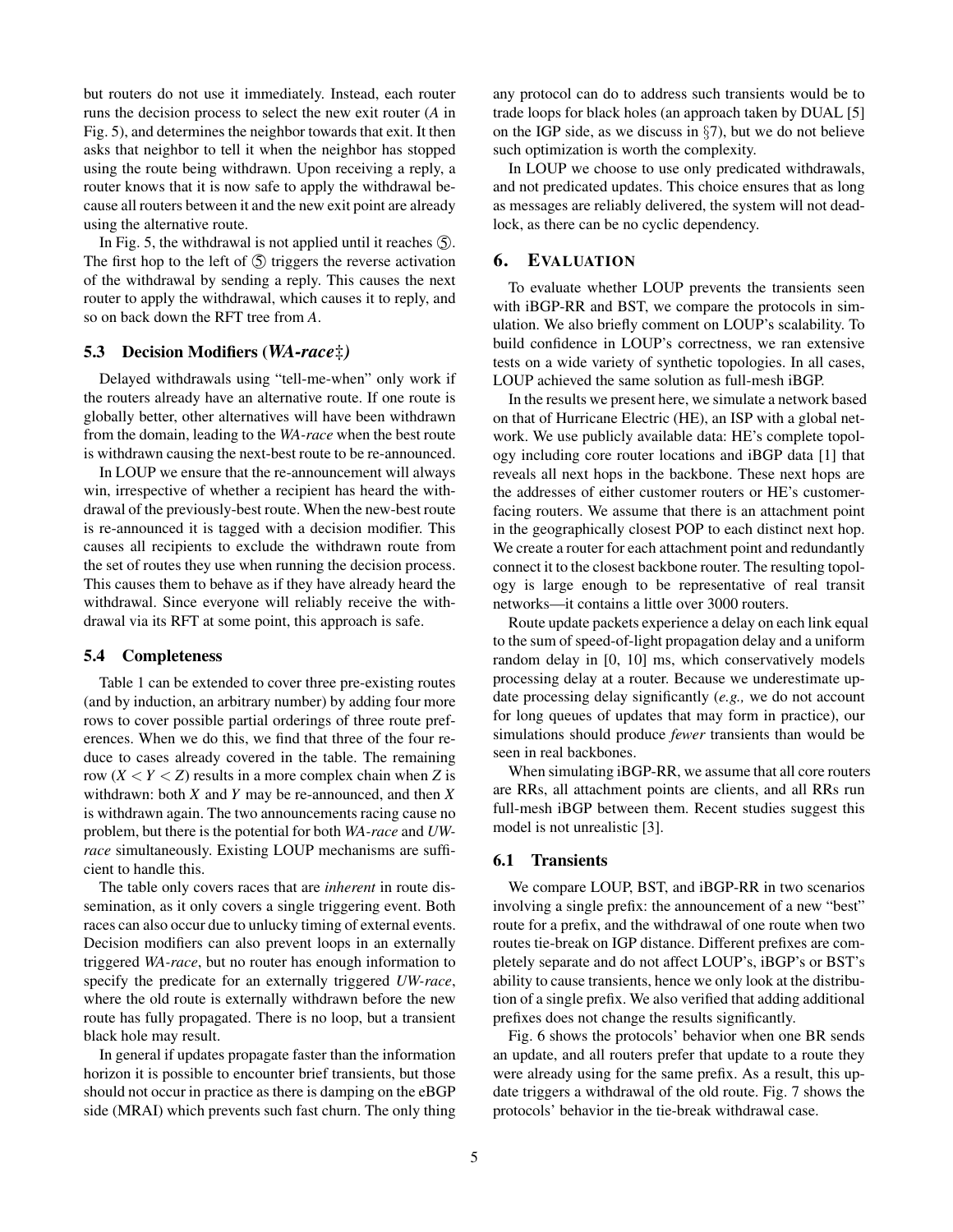but routers do not use it immediately. Instead, each router runs the decision process to select the new exit router (*A* in Fig. 5), and determines the neighbor towards that exit. It then asks that neighbor to tell it when the neighbor has stopped using the route being withdrawn. Upon receiving a reply, a router knows that it is now safe to apply the withdrawal because all routers between it and the new exit point are already using the alternative route.

In Fig. 5, the withdrawal is not applied until it reaches ⑤. The first hop to the left of ⑤ triggers the reverse activation of the withdrawal by sending a reply. This causes the next router to apply the withdrawal, which causes it to reply, and so on back down the RFT tree from *A*.

### 5.3 Decision Modifiers (*WA-race*‡)

Delayed withdrawals using "tell-me-when" only work if the routers already have an alternative route. If one route is globally better, other alternatives will have been withdrawn from the domain, leading to the *WA-race* when the best route is withdrawn causing the next-best route to be re-announced.

In LOUP we ensure that the re-announcement will always win, irrespective of whether a recipient has heard the withdrawal of the previously-best route. When the new-best route is re-announced it is tagged with a decision modifier. This causes all recipients to exclude the withdrawn route from the set of routes they use when running the decision process. This causes them to behave as if they have already heard the withdrawal. Since everyone will reliably receive the withdrawal via its RFT at some point, this approach is safe.

### 5.4 Completeness

Table 1 can be extended to cover three pre-existing routes (and by induction, an arbitrary number) by adding four more rows to cover possible partial orderings of three route preferences. When we do this, we find that three of the four reduce to cases already covered in the table. The remaining row ($X < Y < Z$) results in a more complex chain when $Z$ is withdrawn: both $X$ and $Y$ may be re-announced, and then $X$ is withdrawn again. The two announcements racing cause no problem, but there is the potential for both *WA-race* and *UW-race* simultaneously. Existing LOUP mechanisms are sufficient to handle this.

The table only covers races that are *inherent* in route dissemination, as it only covers a single triggering event. Both races can also occur due to unlucky timing of external events. Decision modifiers can also prevent loops in an externally triggered *WA-race*, but no router has enough information to specify the predicate for an externally triggered *UW-race*, where the old route is externally withdrawn before the new route has fully propagated. There is no loop, but a transient black hole may result.

In general if updates propagate faster than the information horizon it is possible to encounter brief transients, but those should not occur in practice as there is damping on the eBGP side (MRAI) which prevents such fast churn. The only thing any protocol can do to address such transients would be to trade loops for black holes (an approach taken by DUAL [5] on the IGP side, as we discuss in §7), but we do not believe such optimization is worth the complexity.

In LOUP we choose to use only predicated withdrawals, and not predicated updates. This choice ensures that as long as messages are reliably delivered, the system will not deadlock, as there can be no cyclic dependency.

## 6. EVALUATION

To evaluate whether LOUP prevents the transients seen with iBGP-RR and BST, we compare the protocols in simulation. We also briefly comment on LOUP's scalability. To build confidence in LOUP's correctness, we ran extensive tests on a wide variety of synthetic topologies. In all cases, LOUP achieved the same solution as full-mesh iBGP.

In the results we present here, we simulate a network based on that of Hurricane Electric (HE), an ISP with a global network. We use publicly available data: HE's complete topology including core router locations and iBGP data [1] that reveals all next hops in the backbone. These next hops are the addresses of either customer routers or HE's customer-facing routers. We assume that there is an attachment point in the geographically closest POP to each distinct next hop. We create a router for each attachment point and redundantly connect it to the closest backbone router. The resulting topology is large enough to be representative of real transit networks—it contains a little over 3000 routers.

Route update packets experience a delay on each link equal to the sum of speed-of-light propagation delay and a uniform random delay in [0, 10] ms, which conservatively models processing delay at a router. Because we underestimate update processing delay significantly (*e.g.,* we do not account for long queues of updates that may form in practice), our simulations should produce *fewer* transients than would be seen in real backbones.

When simulating iBGP-RR, we assume that all core routers are RRs, all attachment points are clients, and all RRs run full-mesh iBGP between them. Recent studies suggest this model is not unrealistic [3].

### 6.1 Transients

We compare LOUP, BST, and iBGP-RR in two scenarios involving a single prefix: the announcement of a new "best" route for a prefix, and the withdrawal of one route when two routes tie-break on IGP distance. Different prefixes are completely separate and do not affect LOUP's, iBGP's or BST's ability to cause transients, hence we only look at the distribution of a single prefix. We also verified that adding additional prefixes does not change the results significantly.

Fig. 6 shows the protocols' behavior when one BR sends an update, and all routers prefer that update to a route they were already using for the same prefix. As a result, this update triggers a withdrawal of the old route. Fig. 7 shows the protocols' behavior in the tie-break withdrawal case.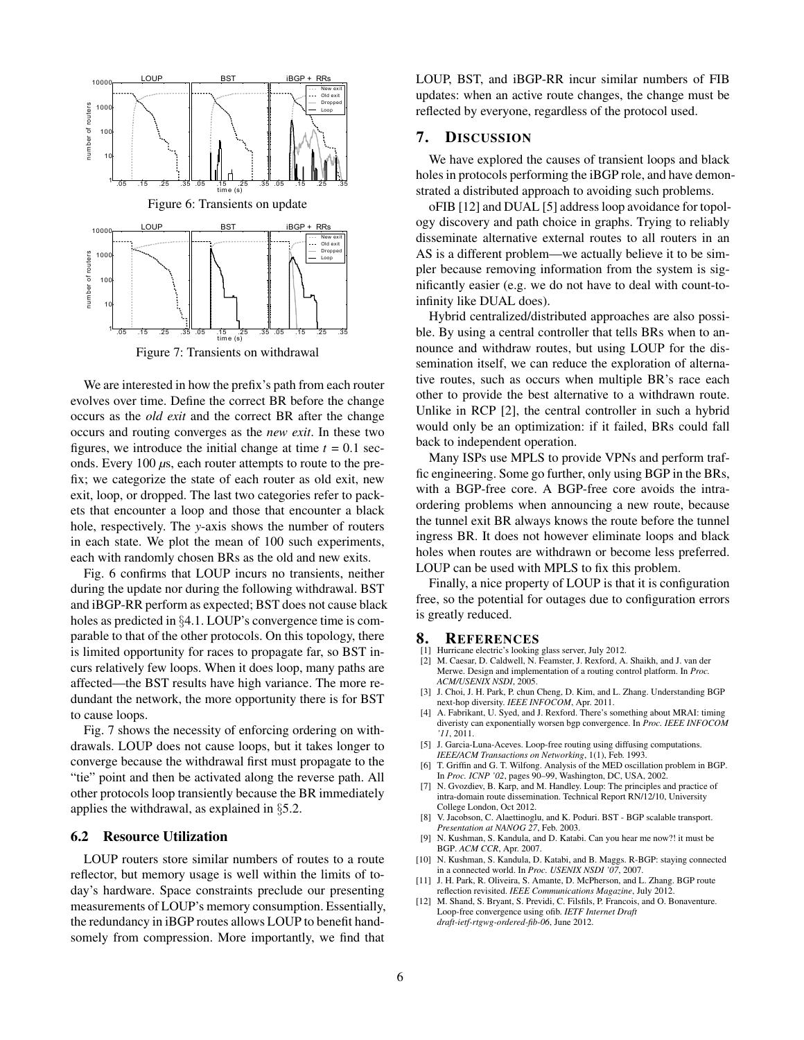LOUP BST iBGP + RRs

10000

1000

100

10

1

number of routers

New exit
Old exit
Dropped
Loop

.05 .15 .25 .35 .05 .15 .25 .35 .05 .15 .25 .35

time (s)

Figure 6: Transients on update

LOUP BST iBGP + RRs

10000

1000

100

10

1

number of routers

New exit
Old exit
Dropped
Loop

.05 .15 .25 .35 .05 .15 .25 .35 .05 .15 .25 .35

time (s)

Figure 7: Transients on withdrawal

We are interested in how the prefix's path from each router evolves over time. Define the correct BR before the change occurs as the *old exit* and the correct BR after the change occurs and routing converges as the *new exit*. In these two figures, we introduce the initial change at time $t = 0.1$ seconds. Every 100 $\mu$s, each router attempts to route to the prefix; we categorize the state of each router as old exit, new exit, loop, or dropped. The last two categories refer to packets that encounter a loop and those that encounter a black hole, respectively. The $y$-axis shows the number of routers in each state. We plot the mean of 100 such experiments, each with randomly chosen BRs as the old and new exits.

Fig. 6 confirms that LOUP incurs no transients, neither during the update nor during the following withdrawal. BST and iBGP-RR perform as expected; BST does not cause black holes as predicted in §4.1. LOUP's convergence time is comparable to that of the other protocols. On this topology, there is limited opportunity for races to propagate far, so BST incurs relatively few loops. When it does loop, many paths are affected—the BST results have high variance. The more redundant the network, the more opportunity there is for BST to cause loops.

Fig. 7 shows the necessity of enforcing ordering on withdrawals. LOUP does not cause loops, but it takes longer to converge because the withdrawal first must propagate to the "tie" point and then be activated along the reverse path. All other protocols loop transiently because the BR immediately applies the withdrawal, as explained in §5.2.

### 6.2 Resource Utilization

LOUP routers store similar numbers of routes to a route reflector, but memory usage is well within the limits of today's hardware. Space constraints preclude our presenting measurements of LOUP's memory consumption. Essentially, the redundancy in iBGP routes allows LOUP to benefit handsomely from compression. More importantly, we find that LOUP, BST, and iBGP-RR incur similar numbers of FIB updates: when an active route changes, the change must be reflected by everyone, regardless of the protocol used.

## 7. DISCUSSION

We have explored the causes of transient loops and black holes in protocols performing the iBGP role, and have demonstrated a distributed approach to avoiding such problems.

oFIB [12] and DUAL [5] address loop avoidance for topology discovery and path choice in graphs. Trying to reliably disseminate alternative external routes to all routers in an AS is a different problem—we actually believe it to be simpler because removing information from the system is significantly easier (e.g. we do not have to deal with count-to-infinity like DUAL does).

Hybrid centralized/distributed approaches are also possible. By using a central controller that tells BRs when to announce and withdraw routes, but using LOUP for the dissemination itself, we can reduce the exploration of alternative routes, such as occurs when multiple BR's race each other to provide the best alternative to a withdrawn route. Unlike in RCP [2], the central controller in such a hybrid would only be an optimization: if it failed, BRs could fall back to independent operation.

Many ISPs use MPLS to provide VPNs and perform traffic engineering. Some go further, only using BGP in the BRs, with a BGP-free core. A BGP-free core avoids the intra-ordering problems when announcing a new route, because the tunnel exit BR always knows the route before the tunnel ingress BR. It does not however eliminate loops and black holes when routes are withdrawn or become less preferred. LOUP can be used with MPLS to fix this problem.

Finally, a nice property of LOUP is that it is configuration free, so the potential for outages due to configuration errors is greatly reduced.

## 8. REFERENCES

[1] Hurricane electric's looking glass server, July 2012.

[2] M. Caesar, D. Caldwell, N. Feamster, J. Rexford, A. Shaikh, and J. van der Merwe. Design and implementation of a routing control platform. In *Proc. ACM/USENIX NSDI*, 2005.

[3] J. Choi, J. H. Park, P. chun Cheng, D. Kim, and L. Zhang. Understanding BGP next-hop diversity. *IEEE INFOCOM*, Apr. 2011.

[4] A. Fabrikant, U. Syed, and J. Rexford. There's something about MRAI: timing diveristy can exponentially worsen bgp convergence. In *Proc. IEEE INFOCOM '11*, 2011.

[5] J. Garcia-Luna-Aceves. Loop-free routing using diffusing computations. *IEEE/ACM Transactions on Networking*, 1(1), Feb. 1993.

[6] T. Griffin and G. T. Wilfong. Analysis of the MED oscillation problem in BGP. In *Proc. ICNP '02*, pages 90–99, Washington, DC, USA, 2002.

[7] N. Gvozdiev, B. Karp, and M. Handley. Loup: The principles and practice of intra-domain route dissemination. Technical Report RN/12/10, University College London, Oct 2012.

[8] V. Jacobson, C. Alaettinoglu, and K. Poduri. BST - BGP scalable transport. *Presentation at NANOG 27*, Feb. 2003.

[9] N. Kushman, S. Kandula, and D. Katabi. Can you hear me now?! it must be BGP. *ACM CCR*, Apr. 2007.

[10] N. Kushman, S. Kandula, D. Katabi, and B. Maggs. R-BGP: staying connected in a connected world. In *Proc. USENIX NSDI '07*, 2007.

[11] J. H. Park, R. Oliveira, S. Amante, D. McPherson, and L. Zhang. BGP route reflection revisited. *IEEE Communications Magazine*, July 2012.

[12] M. Shand, S. Bryant, S. Previdi, C. Filsfils, P. Francois, and O. Bonaventure. Loop-free convergence using ofib. *IETF Internet Draft draft-ietf-rtgwg-ordered-fib-06*, June 2012.